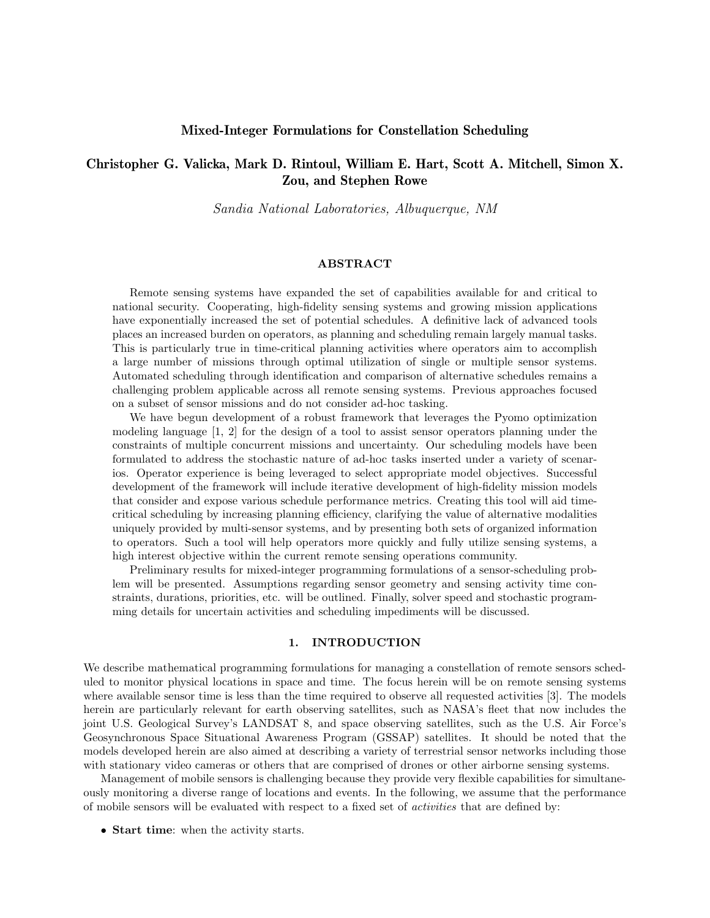# Mixed-Integer Formulations for Constellation Scheduling

**Christopher G. Valicka, Mark D. Rintoul, William E. Hart, Scott A. Mitchell, Simon X. Zou, and Stephen Rowe**

*Sandia National Laboratories, Albuquerque, NM*

## ABSTRACT

Remote sensing systems have expanded the set of capabilities available for and critical to national security. Cooperating, high-fidelity sensing systems and growing mission applications have exponentially increased the set of potential schedules. A definitive lack of advanced tools places an increased burden on operators, as planning and scheduling remain largely manual tasks. This is particularly true in time-critical planning activities where operators aim to accomplish a large number of missions through optimal utilization of single or multiple sensor systems. Automated scheduling through identification and comparison of alternative schedules remains a challenging problem applicable across all remote sensing systems. Previous approaches focused on a subset of sensor missions and do not consider ad-hoc tasking.

We have begun development of a robust framework that leverages the Pyomo optimization modeling language [1, 2] for the design of a tool to assist sensor operators planning under the constraints of multiple concurrent missions and uncertainty. Our scheduling models have been formulated to address the stochastic nature of ad-hoc tasks inserted under a variety of scenarios. Operator experience is being leveraged to select appropriate model objectives. Successful development of the framework will include iterative development of high-fidelity mission models that consider and expose various schedule performance metrics. Creating this tool will aid time-critical scheduling by increasing planning efficiency, clarifying the value of alternative modalities uniquely provided by multi-sensor systems, and by presenting both sets of organized information to operators. Such a tool will help operators more quickly and fully utilize sensing systems, a high interest objective within the current remote sensing operations community.

Preliminary results for mixed-integer programming formulations of a sensor-scheduling problem will be presented. Assumptions regarding sensor geometry and sensing activity time constraints, durations, priorities, etc. will be outlined. Finally, solver speed and stochastic programming details for uncertain activities and scheduling impediments will be discussed.

## 1. INTRODUCTION

We describe mathematical programming formulations for managing a constellation of remote sensors scheduled to monitor physical locations in space and time. The focus herein will be on remote sensing systems where available sensor time is less than the time required to observe all requested activities [3]. The models herein are particularly relevant for earth observing satellites, such as NASA's fleet that now includes the joint U.S. Geological Survey's LANDSAT 8, and space observing satellites, such as the U.S. Air Force's Geosynchronous Space Situational Awareness Program (GSSAP) satellites. It should be noted that the models developed herein are also aimed at describing a variety of terrestrial sensor networks including those with stationary video cameras or others that are comprised of drones or other airborne sensing systems.

Management of mobile sensors is challenging because they provide very flexible capabilities for simultaneously monitoring a diverse range of locations and events. In the following, we assume that the performance of mobile sensors will be evaluated with respect to a fixed set of *activities* that are defined by:

- **Start time**: when the activity starts.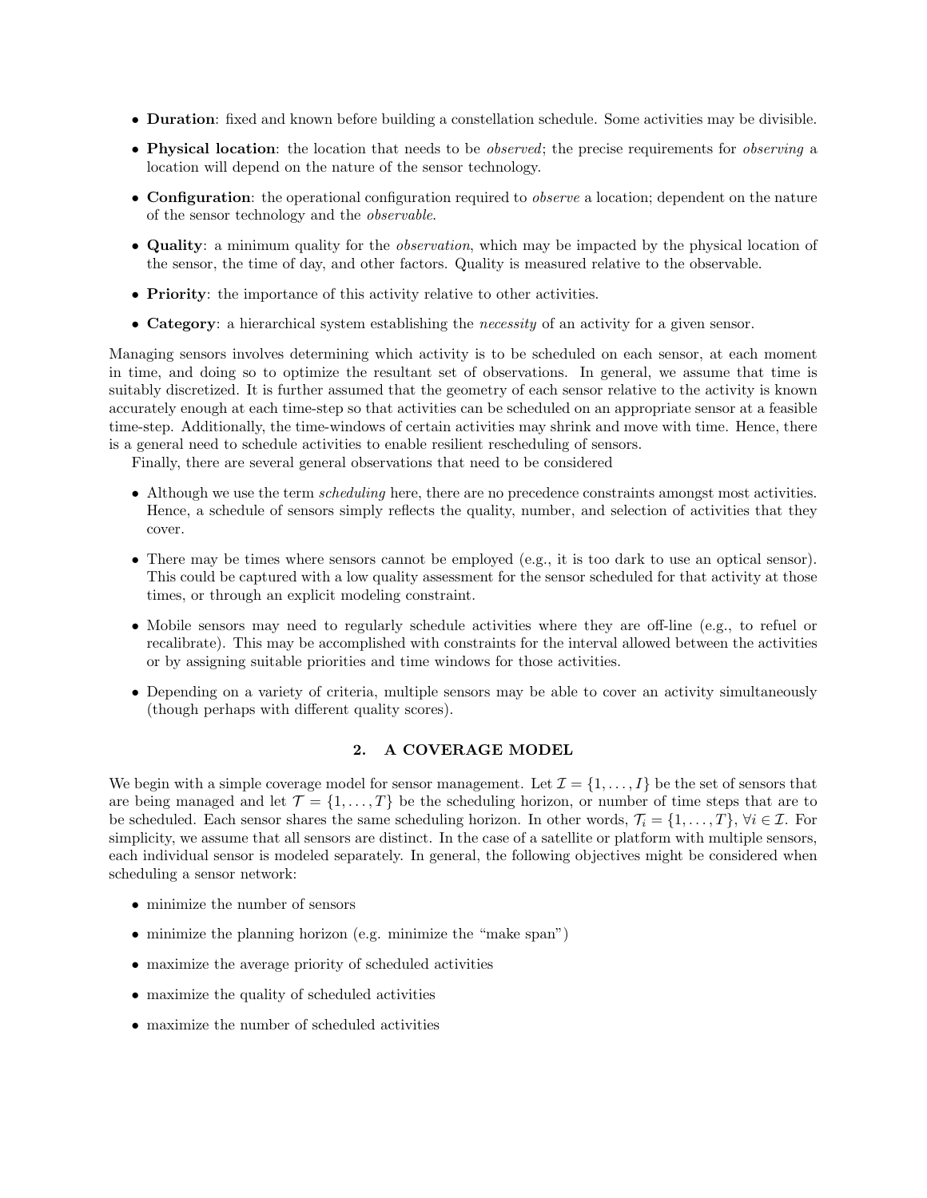- **Duration**: fixed and known before building a constellation schedule. Some activities may be divisible.
- **Physical location**: the location that needs to be *observed*; the precise requirements for *observing* a location will depend on the nature of the sensor technology.
- **Configuration**: the operational configuration required to *observe* a location; dependent on the nature of the sensor technology and the *observable*.
- **Quality**: a minimum quality for the *observation*, which may be impacted by the physical location of the sensor, the time of day, and other factors. Quality is measured relative to the observable.
- **Priority**: the importance of this activity relative to other activities.
- **Category**: a hierarchical system establishing the *necessity* of an activity for a given sensor.

Managing sensors involves determining which activity is to be scheduled on each sensor, at each moment in time, and doing so to optimize the resultant set of observations. In general, we assume that time is suitably discretized. It is further assumed that the geometry of each sensor relative to the activity is known accurately enough at each time-step so that activities can be scheduled on an appropriate sensor at a feasible time-step. Additionally, the time-windows of certain activities may shrink and move with time. Hence, there is a general need to schedule activities to enable resilient rescheduling of sensors.

Finally, there are several general observations that need to be considered

- Although we use the term *scheduling* here, there are no precedence constraints amongst most activities. Hence, a schedule of sensors simply reflects the quality, number, and selection of activities that they cover.
- There may be times where sensors cannot be employed (e.g., it is too dark to use an optical sensor). This could be captured with a low quality assessment for the sensor scheduled for that activity at those times, or through an explicit modeling constraint.
- Mobile sensors may need to regularly schedule activities where they are off-line (e.g., to refuel or recalibrate). This may be accomplished with constraints for the interval allowed between the activities or by assigning suitable priorities and time windows for those activities.
- Depending on a variety of criteria, multiple sensors may be able to cover an activity simultaneously (though perhaps with different quality scores).

## 2. A COVERAGE MODEL

We begin with a simple coverage model for sensor management. Let $\mathcal{I} = \{1, \ldots, I\}$ be the set of sensors that are being managed and let $\mathcal{T} = \{1, \ldots, T\}$ be the scheduling horizon, or number of time steps that are to be scheduled. Each sensor shares the same scheduling horizon. In other words, $\mathcal{T}_i = \{1, \ldots, T\}$, $\forall i \in \mathcal{I}$. For simplicity, we assume that all sensors are distinct. In the case of a satellite or platform with multiple sensors, each individual sensor is modeled separately. In general, the following objectives might be considered when scheduling a sensor network:

- minimize the number of sensors
- minimize the planning horizon (e.g. minimize the "make span")
- maximize the average priority of scheduled activities
- maximize the quality of scheduled activities
- maximize the number of scheduled activities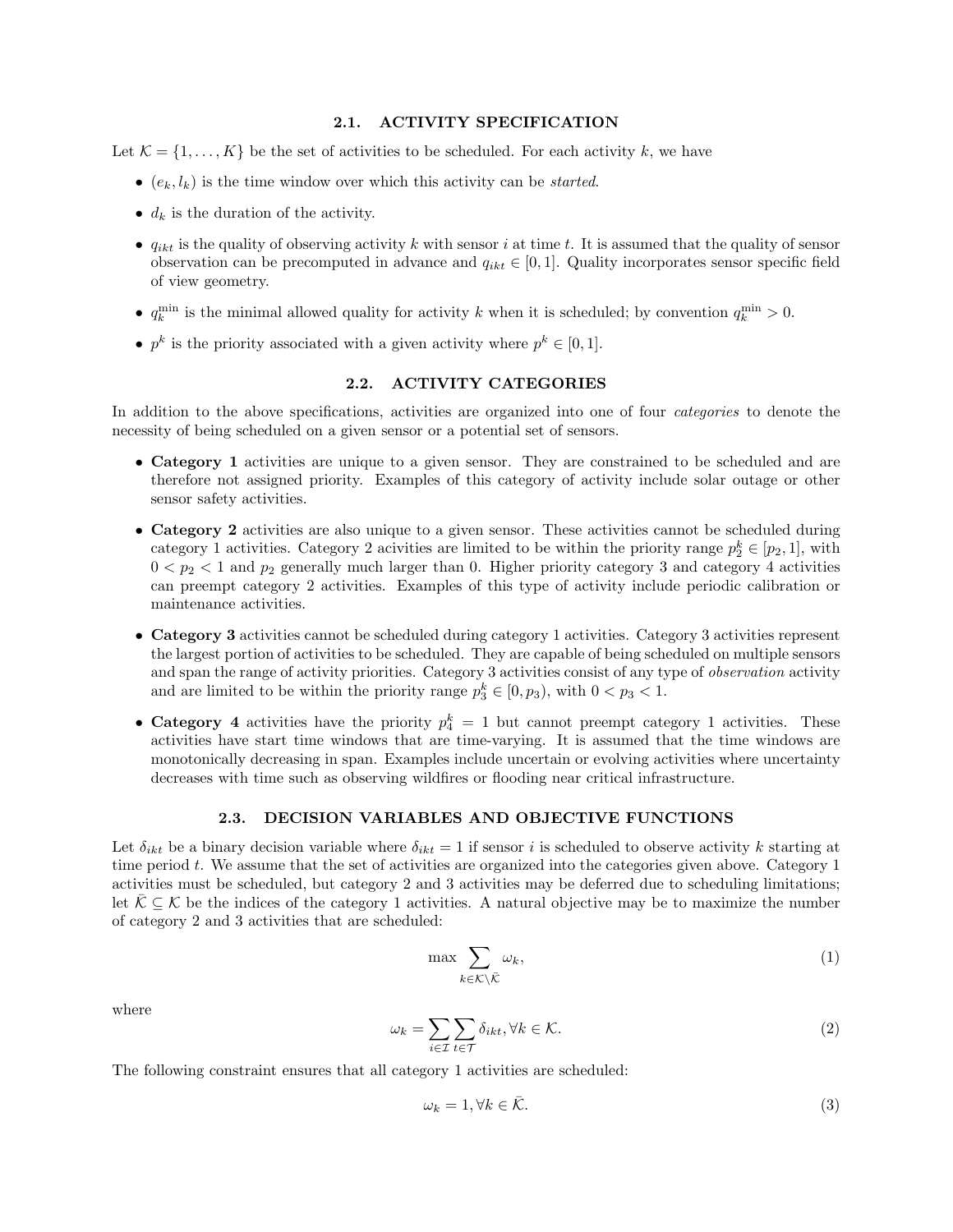### 2.1. ACTIVITY SPECIFICATION

Let $\mathcal{K} = \{1, \ldots, K\}$ be the set of activities to be scheduled. For each activity $k$, we have

- $(e_k, l_k)$ is the time window over which this activity can be *started*.
- $d_k$ is the duration of the activity.
- $q_{ikt}$ is the quality of observing activity $k$ with sensor $i$ at time $t$. It is assumed that the quality of sensor observation can be precomputed in advance and $q_{ikt} \in [0, 1]$. Quality incorporates sensor specific field of view geometry.
- $q_k^{\min}$ is the minimal allowed quality for activity $k$ when it is scheduled; by convention $q_k^{\min} > 0$.
- $p^k$ is the priority associated with a given activity where $p^k \in [0, 1]$.

### 2.2. ACTIVITY CATEGORIES

In addition to the above specifications, activities are organized into one of four *categories* to denote the necessity of being scheduled on a given sensor or a potential set of sensors.

- **Category 1** activities are unique to a given sensor. They are constrained to be scheduled and are therefore not assigned priority. Examples of this category of activity include solar outage or other sensor safety activities.
- **Category 2** activities are also unique to a given sensor. These activities cannot be scheduled during category 1 activities. Category 2 acivities are limited to be within the priority range $p_2^k \in [p_2, 1]$, with $0 < p_2 < 1$ and $p_2$ generally much larger than 0. Higher priority category 3 and category 4 activities can preempt category 2 activities. Examples of this type of activity include periodic calibration or maintenance activities.
- **Category 3** activities cannot be scheduled during category 1 activities. Category 3 activities represent the largest portion of activities to be scheduled. They are capable of being scheduled on multiple sensors and span the range of activity priorities. Category 3 activities consist of any type of *observation* activity and are limited to be within the priority range $p_3^k \in [0, p_3)$, with $0 < p_3 < 1$.
- **Category 4** activities have the priority $p_4^k = 1$ but cannot preempt category 1 activities. These activities have start time windows that are time-varying. It is assumed that the time windows are monotonically decreasing in span. Examples include uncertain or evolving activities where uncertainty decreases with time such as observing wildfires or flooding near critical infrastructure.

### 2.3. DECISION VARIABLES AND OBJECTIVE FUNCTIONS

Let $\delta_{ikt}$ be a binary decision variable where $\delta_{ikt} = 1$ if sensor $i$ is scheduled to observe activity $k$ starting at time period $t$. We assume that the set of activities are organized into the categories given above. Category 1 activities must be scheduled, but category 2 and 3 activities may be deferred due to scheduling limitations; let $\bar{\mathcal{K}} \subseteq \mathcal{K}$ be the indices of the category 1 activities. A natural objective may be to maximize the number of category 2 and 3 activities that are scheduled:

$$\max \sum_{k \in \mathcal{K} \setminus \bar{\mathcal{K}}} \omega_k, \tag{1}$$

where

$$\omega_k = \sum_{i \in \mathcal{I}} \sum_{t \in \mathcal{T}} \delta_{ikt}, \forall k \in \mathcal{K}. \tag{2}$$

The following constraint ensures that all category 1 activities are scheduled:

$$\omega_k = 1, \forall k \in \bar{\mathcal{K}}. \tag{3}$$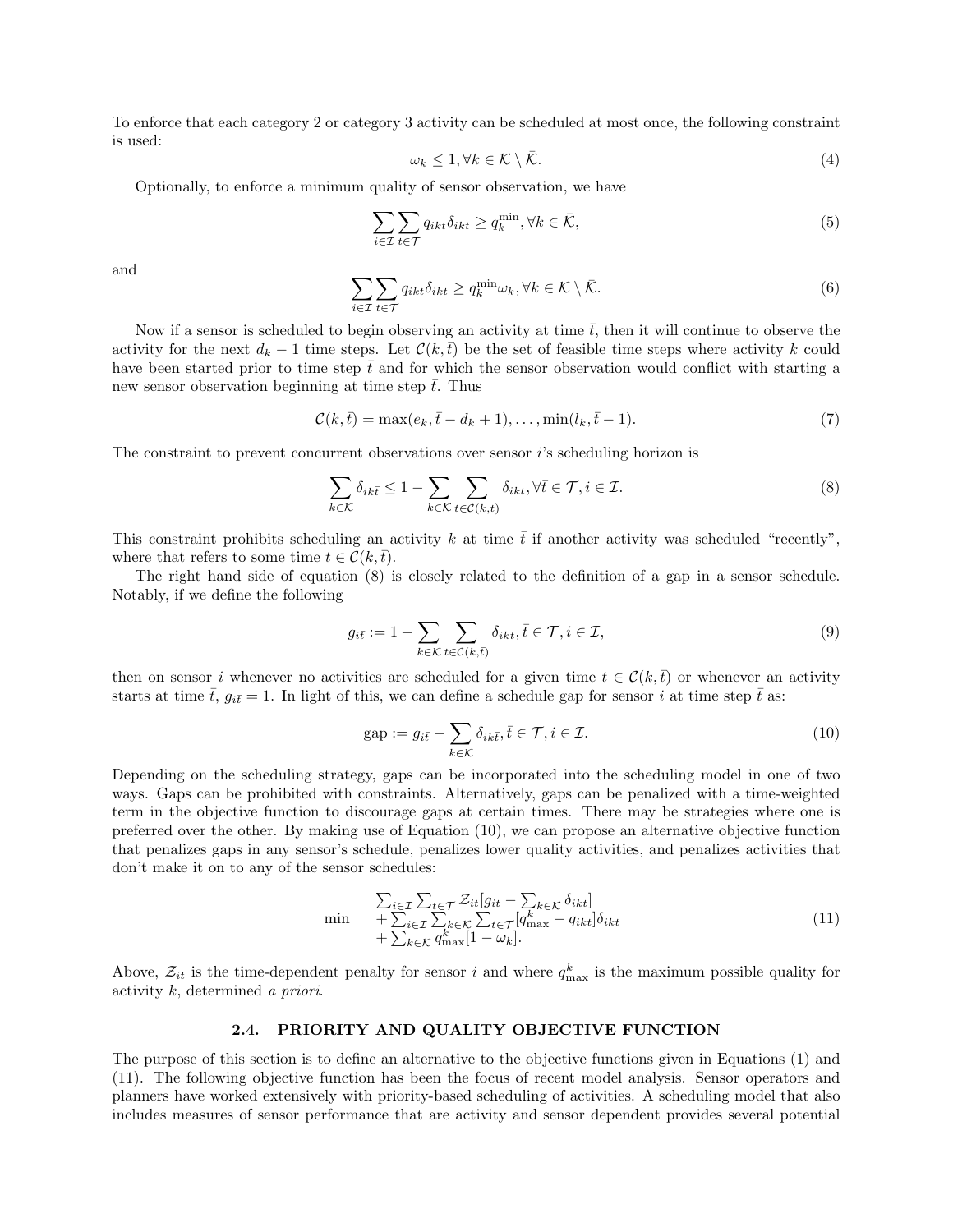To enforce that each category 2 or category 3 activity can be scheduled at most once, the following constraint is used:

$$\omega_k \leq 1, \forall k \in \mathcal{K} \setminus \bar{\mathcal{K}}. \tag{4}$$

Optionally, to enforce a minimum quality of sensor observation, we have

$$\sum_{i \in \mathcal{I}} \sum_{t \in \mathcal{T}} q_{ikt} \delta_{ikt} \geq q_k^{\min}, \forall k \in \bar{\mathcal{K}}, \tag{5}$$

and

$$\sum_{i \in \mathcal{I}} \sum_{t \in \mathcal{T}} q_{ikt} \delta_{ikt} \geq q_k^{\min} \omega_k, \forall k \in \mathcal{K} \setminus \bar{\mathcal{K}}. \tag{6}$$

Now if a sensor is scheduled to begin observing an activity at time $\bar{t}$, then it will continue to observe the activity for the next $d_k - 1$ time steps. Let $\mathcal{C}(k, \bar{t})$ be the set of feasible time steps where activity $k$ could have been started prior to time step $\bar{t}$ and for which the sensor observation would conflict with starting a new sensor observation beginning at time step $\bar{t}$. Thus

$$\mathcal{C}(k, \bar{t}) = \max(e_k, \bar{t} - d_k + 1), \ldots, \min(l_k, \bar{t} - 1). \tag{7}$$

The constraint to prevent concurrent observations over sensor $i$'s scheduling horizon is

$$\sum_{k \in \mathcal{K}} \delta_{ik\bar{t}} \leq 1 - \sum_{k \in \mathcal{K}} \sum_{t \in \mathcal{C}(k,\bar{t})} \delta_{ikt}, \forall \bar{t} \in \mathcal{T}, i \in \mathcal{I}. \tag{8}$$

This constraint prohibits scheduling an activity $k$ at time $\bar{t}$ if another activity was scheduled "recently", where that refers to some time $t \in \mathcal{C}(k, \bar{t})$.

The right hand side of equation (8) is closely related to the definition of a gap in a sensor schedule. Notably, if we define the following

$$g_{i\bar{t}} := 1 - \sum_{k \in \mathcal{K}} \sum_{t \in \mathcal{C}(k,\bar{t})} \delta_{ikt}, \bar{t} \in \mathcal{T}, i \in \mathcal{I}, \tag{9}$$

then on sensor $i$ whenever no activities are scheduled for a given time $t \in \mathcal{C}(k, \bar{t})$ or whenever an activity starts at time $\bar{t}$, $g_{i\bar{t}} = 1$. In light of this, we can define a schedule gap for sensor $i$ at time step $\bar{t}$ as:

$$\text{gap} := g_{i\bar{t}} - \sum_{k \in \mathcal{K}} \delta_{ik\bar{t}}, \bar{t} \in \mathcal{T}, i \in \mathcal{I}. \tag{10}$$

Depending on the scheduling strategy, gaps can be incorporated into the scheduling model in one of two ways. Gaps can be prohibited with constraints. Alternatively, gaps can be penalized with a time-weighted term in the objective function to discourage gaps at certain times. There may be strategies where one is preferred over the other. By making use of Equation (10), we can propose an alternative objective function that penalizes gaps in any sensor's schedule, penalizes lower quality activities, and penalizes activities that don't make it on to any of the sensor schedules:

$$\min \quad \begin{array}{l} \sum_{i \in \mathcal{I}} \sum_{t \in \mathcal{T}} \mathcal{Z}_{it} [g_{it} - \sum_{k \in \mathcal{K}} \delta_{ikt}] \\ + \sum_{i \in \mathcal{I}} \sum_{k \in \mathcal{K}} \sum_{t \in \mathcal{T}} [q_{\max}^k - q_{ikt}] \delta_{ikt} \\ + \sum_{k \in \mathcal{K}} q_{\max}^k [1 - \omega_k]. \end{array} \tag{11}$$

Above, $\mathcal{Z}_{it}$ is the time-dependent penalty for sensor $i$ and where $q_{\max}^k$ is the maximum possible quality for activity $k$, determined *a priori*.

### 2.4. PRIORITY AND QUALITY OBJECTIVE FUNCTION

The purpose of this section is to define an alternative to the objective functions given in Equations (1) and (11). The following objective function has been the focus of recent model analysis. Sensor operators and planners have worked extensively with priority-based scheduling of activities. A scheduling model that also includes measures of sensor performance that are activity and sensor dependent provides several potential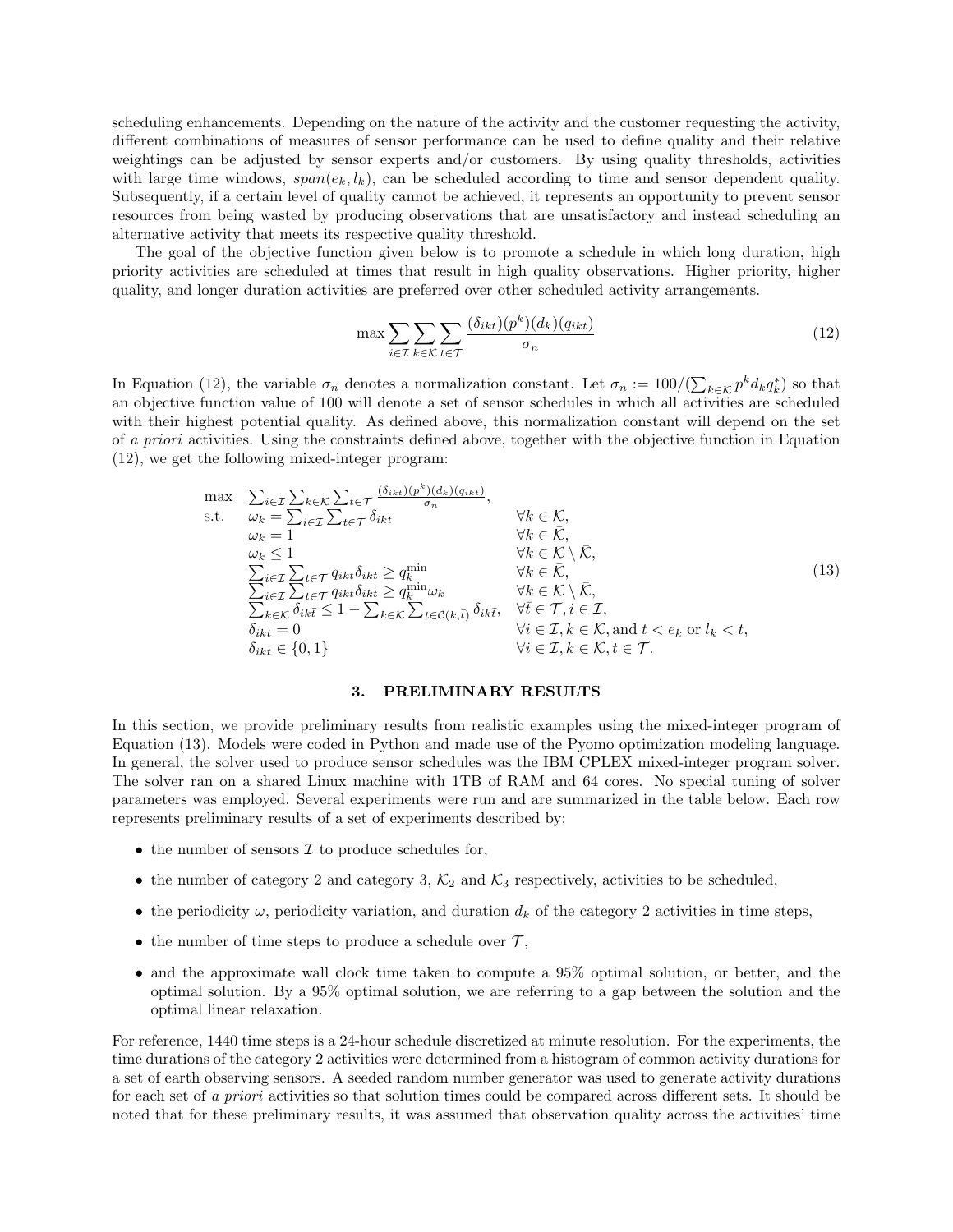scheduling enhancements. Depending on the nature of the activity and the customer requesting the activity, different combinations of measures of sensor performance can be used to define quality and their relative weightings can be adjusted by sensor experts and/or customers. By using quality thresholds, activities with large time windows, $span(e_k, l_k)$, can be scheduled according to time and sensor dependent quality. Subsequently, if a certain level of quality cannot be achieved, it represents an opportunity to prevent sensor resources from being wasted by producing observations that are unsatisfactory and instead scheduling an alternative activity that meets its respective quality threshold.

The goal of the objective function given below is to promote a schedule in which long duration, high priority activities are scheduled at times that result in high quality observations. Higher priority, higher quality, and longer duration activities are preferred over other scheduled activity arrangements.

$$\max \sum_{i \in \mathcal{I}} \sum_{k \in \mathcal{K}} \sum_{t \in \mathcal{T}} \frac{(\delta_{ikt})(p^k)(d_k)(q_{ikt})}{\sigma_n} \tag{12}$$

In Equation (12), the variable $\sigma_n$ denotes a normalization constant. Let $\sigma_n := 100/(\sum_{k \in \mathcal{K}} p^k d_k q_k^*)$ so that an objective function value of 100 will denote a set of sensor schedules in which all activities are scheduled with their highest potential quality. As defined above, this normalization constant will depend on the set of *a priori* activities. Using the constraints defined above, together with the objective function in Equation (12), we get the following mixed-integer program:

$$\begin{array}{lll}
\max & \sum_{i \in \mathcal{I}} \sum_{k \in \mathcal{K}} \sum_{t \in \mathcal{T}} \frac{(\delta_{ikt})(p^k)(d_k)(q_{ikt})}{\sigma_n}, & \\
\text{s.t.} & \omega_k = \sum_{i \in \mathcal{I}} \sum_{t \in \mathcal{T}} \delta_{ikt} & \forall k \in \mathcal{K}, \\
& \omega_k = 1 & \forall k \in \bar{\mathcal{K}}, \\
& \omega_k \leq 1 & \forall k \in \mathcal{K} \setminus \bar{\mathcal{K}}, \\
& \sum_{i \in \mathcal{I}} \sum_{t \in \mathcal{T}} q_{ikt} \delta_{ikt} \geq q_k^{\min} & \forall k \in \bar{\mathcal{K}}, \\
& \sum_{i \in \mathcal{I}} \sum_{t \in \mathcal{T}} q_{ikt} \delta_{ikt} \geq q_k^{\min} \omega_k & \forall k \in \mathcal{K} \setminus \bar{\mathcal{K}}, \\
& \sum_{k \in \mathcal{K}} \delta_{ik\bar{t}} \leq 1 - \sum_{k \in \mathcal{K}} \sum_{t \in \mathcal{C}(k,\bar{t})} \delta_{ik\bar{t}}, & \forall \bar{t} \in \mathcal{T}, i \in \mathcal{I}, \\
& \delta_{ikt} = 0 & \forall i \in \mathcal{I}, k \in \mathcal{K}, \text{and } t < e_k \text{ or } l_k < t, \\
& \delta_{ikt} \in \{0, 1\} & \forall i \in \mathcal{I}, k \in \mathcal{K}, t \in \mathcal{T}.
\end{array} \tag{13}$$

## 3. PRELIMINARY RESULTS

In this section, we provide preliminary results from realistic examples using the mixed-integer program of Equation (13). Models were coded in Python and made use of the Pyomo optimization modeling language. In general, the solver used to produce sensor schedules was the IBM CPLEX mixed-integer program solver. The solver ran on a shared Linux machine with 1TB of RAM and 64 cores. No special tuning of solver parameters was employed. Several experiments were run and are summarized in the table below. Each row represents preliminary results of a set of experiments described by:

- the number of sensors $\mathcal{I}$ to produce schedules for,
- the number of category 2 and category 3, $\mathcal{K}_2$ and $\mathcal{K}_3$ respectively, activities to be scheduled,
- the periodicity $\omega$, periodicity variation, and duration $d_k$ of the category 2 activities in time steps,
- the number of time steps to produce a schedule over $\mathcal{T}$,
- and the approximate wall clock time taken to compute a 95% optimal solution, or better, and the optimal solution. By a 95% optimal solution, we are referring to a gap between the solution and the optimal linear relaxation.

For reference, 1440 time steps is a 24-hour schedule discretized at minute resolution. For the experiments, the time durations of the category 2 activities were determined from a histogram of common activity durations for a set of earth observing sensors. A seeded random number generator was used to generate activity durations for each set of *a priori* activities so that solution times could be compared across different sets. It should be noted that for these preliminary results, it was assumed that observation quality across the activities' time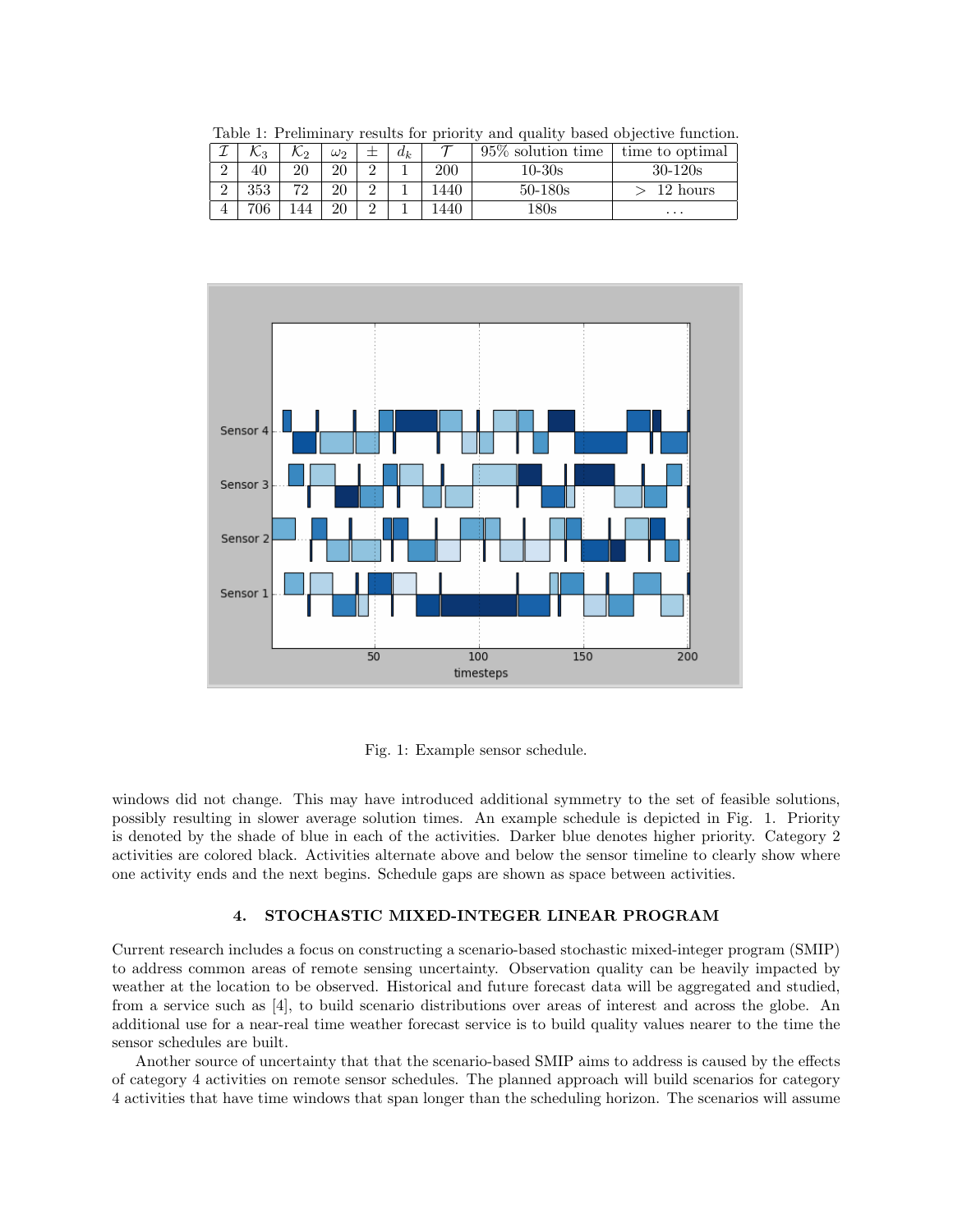Table 1: Preliminary results for priority and quality based objective function.

| $\mathcal{I}$ | $\mathcal{K}_3$ | $\mathcal{K}_2$ | $\omega_2$ | $\pm$ | $d_k$ | $\mathcal{T}$ | 95% solution time | time to optimal |
|---|---|---|---|---|---|---|---|---|
| 2 | 40 | 20 | 20 | 2 | 1 | 200 | 10-30s | 30-120s |
| 2 | 353 | 72 | 20 | 2 | 1 | 1440 | 50-180s | $>$ 12 hours |
| 4 | 706 | 144 | 20 | 2 | 1 | 1440 | 180s | ... |

Fig. 1: Example sensor schedule.

windows did not change. This may have introduced additional symmetry to the set of feasible solutions, possibly resulting in slower average solution times. An example schedule is depicted in Fig. 1. Priority is denoted by the shade of blue in each of the activities. Darker blue denotes higher priority. Category 2 activities are colored black. Activities alternate above and below the sensor timeline to clearly show where one activity ends and the next begins. Schedule gaps are shown as space between activities.

## 4. STOCHASTIC MIXED-INTEGER LINEAR PROGRAM

Current research includes a focus on constructing a scenario-based stochastic mixed-integer program (SMIP) to address common areas of remote sensing uncertainty. Observation quality can be heavily impacted by weather at the location to be observed. Historical and future forecast data will be aggregated and studied, from a service such as [4], to build scenario distributions over areas of interest and across the globe. An additional use for a near-real time weather forecast service is to build quality values nearer to the time the sensor schedules are built.

Another source of uncertainty that that the scenario-based SMIP aims to address is caused by the effects of category 4 activities on remote sensor schedules. The planned approach will build scenarios for category 4 activities that have time windows that span longer than the scheduling horizon. The scenarios will assume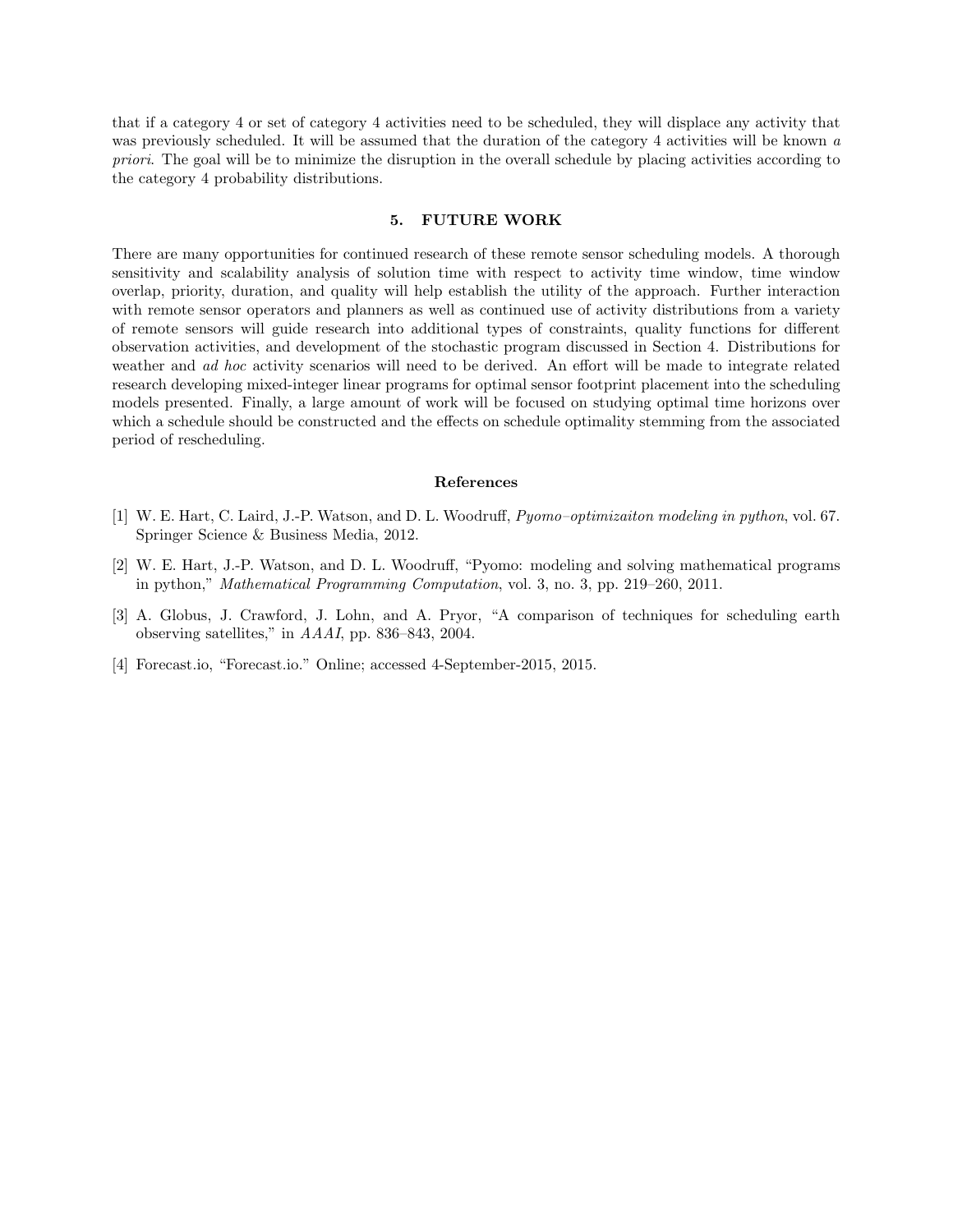that if a category 4 or set of category 4 activities need to be scheduled, they will displace any activity that was previously scheduled. It will be assumed that the duration of the category 4 activities will be known *a priori*. The goal will be to minimize the disruption in the overall schedule by placing activities according to the category 4 probability distributions.

## 5. FUTURE WORK

There are many opportunities for continued research of these remote sensor scheduling models. A thorough sensitivity and scalability analysis of solution time with respect to activity time window, time window overlap, priority, duration, and quality will help establish the utility of the approach. Further interaction with remote sensor operators and planners as well as continued use of activity distributions from a variety of remote sensors will guide research into additional types of constraints, quality functions for different observation activities, and development of the stochastic program discussed in Section 4. Distributions for weather and *ad hoc* activity scenarios will need to be derived. An effort will be made to integrate related research developing mixed-integer linear programs for optimal sensor footprint placement into the scheduling models presented. Finally, a large amount of work will be focused on studying optimal time horizons over which a schedule should be constructed and the effects on schedule optimality stemming from the associated period of rescheduling.

## References

[1] W. E. Hart, C. Laird, J.-P. Watson, and D. L. Woodruff, *Pyomo–optimizaiton modeling in python*, vol. 67. Springer Science & Business Media, 2012.

[2] W. E. Hart, J.-P. Watson, and D. L. Woodruff, "Pyomo: modeling and solving mathematical programs in python," *Mathematical Programming Computation*, vol. 3, no. 3, pp. 219–260, 2011.

[3] A. Globus, J. Crawford, J. Lohn, and A. Pryor, "A comparison of techniques for scheduling earth observing satellites," in *AAAI*, pp. 836–843, 2004.

[4] Forecast.io, "Forecast.io." Online; accessed 4-September-2015, 2015.